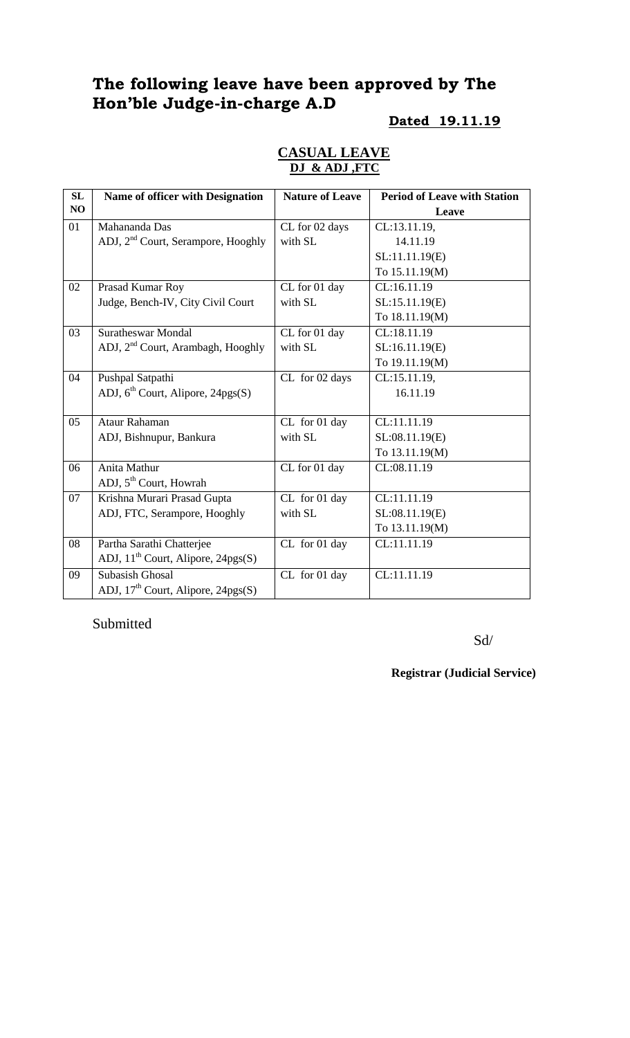# The following leave have been approved by The Hon'ble Judge-in-charge A.D

**Dated 19.11.19**

## CASUAL LEAVE

**DJ & ADJ ,FTC**

| SL NO | Name of officer with Designation | Nature of Leave | Period of Leave with Station Leave |
|---|---|---|---|
| 01 | Mahananda Das<br>ADJ, 2nd Court, Serampore, Hooghly | CL for 02 days with SL | CL:13.11.19,<br>14.11.19<br>SL:11.11.19(E)<br>To 15.11.19(M) |
| 02 | Prasad Kumar Roy<br>Judge, Bench-IV, City Civil Court | CL for 01 day with SL | CL:16.11.19<br>SL:15.11.19(E)<br>To 18.11.19(M) |
| 03 | Suratheswar Mondal<br>ADJ, 2nd Court, Arambagh, Hooghly | CL for 01 day with SL | CL:18.11.19<br>SL:16.11.19(E)<br>To 19.11.19(M) |
| 04 | Pushpal Satpathi<br>ADJ, 6th Court, Alipore, 24pgs(S) | CL for 02 days | CL:15.11.19,<br>16.11.19 |
| 05 | Ataur Rahaman<br>ADJ, Bishnupur, Bankura | CL for 01 day with SL | CL:11.11.19<br>SL:08.11.19(E)<br>To 13.11.19(M) |
| 06 | Anita Mathur<br>ADJ, 5th Court, Howrah | CL for 01 day | CL:08.11.19 |
| 07 | Krishna Murari Prasad Gupta<br>ADJ, FTC, Serampore, Hooghly | CL for 01 day with SL | CL:11.11.19<br>SL:08.11.19(E)<br>To 13.11.19(M) |
| 08 | Partha Sarathi Chatterjee<br>ADJ, 11th Court, Alipore, 24pgs(S) | CL for 01 day | CL:11.11.19 |
| 09 | Subasish Ghosal<br>ADJ, 17th Court, Alipore, 24pgs(S) | CL for 01 day | CL:11.11.19 |

Submitted

Sd/

**Registrar (Judicial Service)**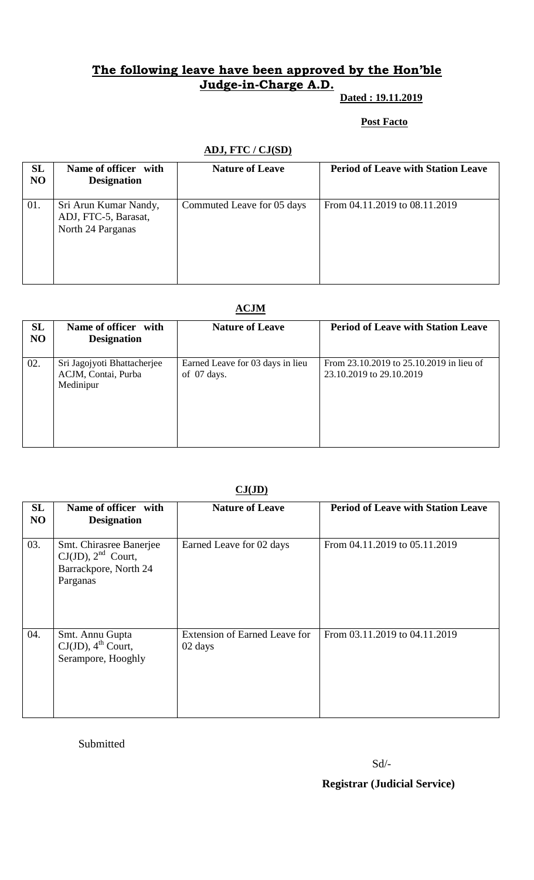# The following leave have been approved by the Hon'ble Judge-in-Charge A.D.

**Dated : 19.11.2019**

**Post Facto**

**ADJ, FTC / CJ(SD)**

| SL NO | Name of officer with Designation | Nature of Leave | Period of Leave with Station Leave |
|---|---|---|---|
| 01. | Sri Arun Kumar Nandy, ADJ, FTC-5, Barasat, North 24 Parganas | Commuted Leave for 05 days | From 04.11.2019 to 08.11.2019 |

**ACJM**

| SL NO | Name of officer with Designation | Nature of Leave | Period of Leave with Station Leave |
|---|---|---|---|
| 02. | Sri Jagojyoti Bhattacherjee ACJM, Contai, Purba Medinipur | Earned Leave for 03 days in lieu of 07 days. | From 23.10.2019 to 25.10.2019 in lieu of 23.10.2019 to 29.10.2019 |

**CJ(JD)**

| SL NO | Name of officer with Designation | Nature of Leave | Period of Leave with Station Leave |
|---|---|---|---|
| 03. | Smt. Chirasree Banerjee CJ(JD), 2nd Court, Barrackpore, North 24 Parganas | Earned Leave for 02 days | From 04.11.2019 to 05.11.2019 |
| 04. | Smt. Annu Gupta CJ(JD), 4th Court, Serampore, Hooghly | Extension of Earned Leave for 02 days | From 03.11.2019 to 04.11.2019 |

Submitted

Sd/-

**Registrar (Judicial Service)**